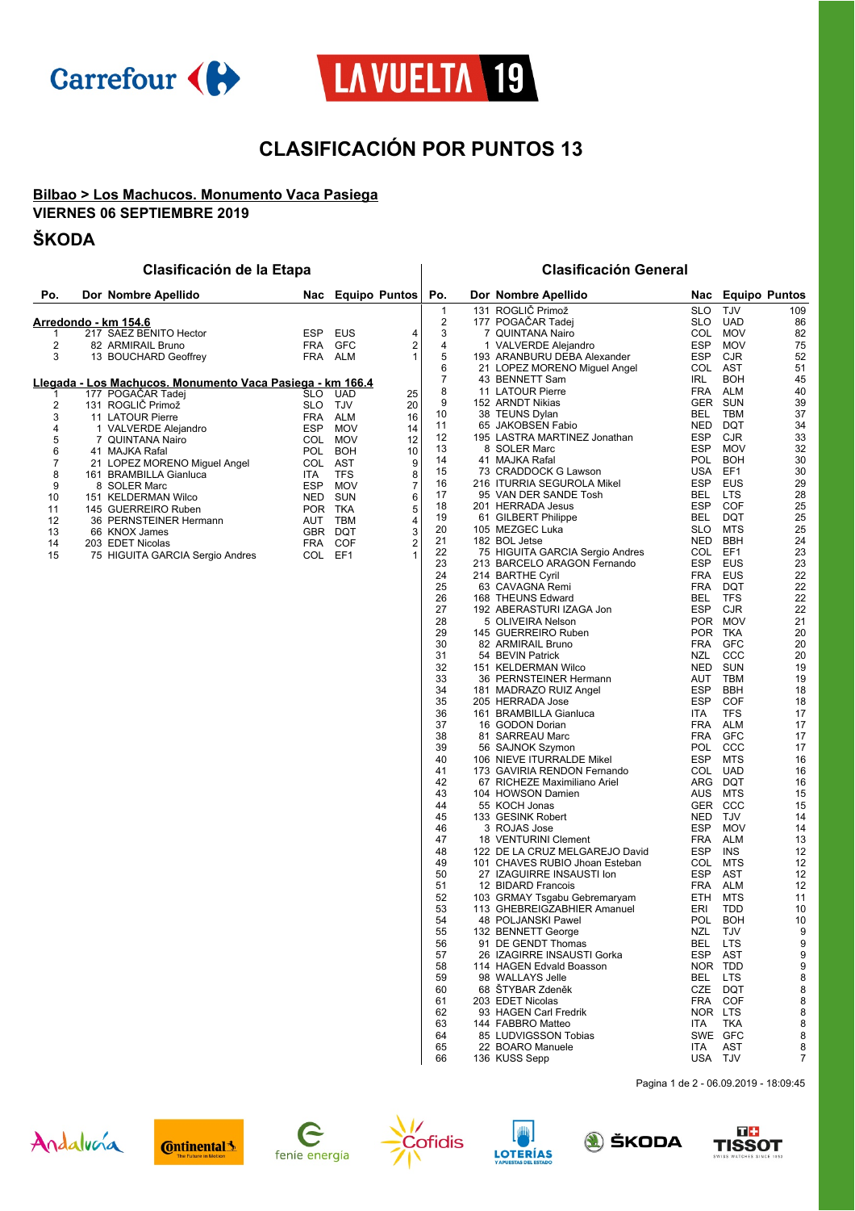# CLASIFICACIÓN POR PUNTOS 13

**Bilbao > Los Machucos. Monumento Vaca Pasiega**

**VIERNES 06 SEPTIEMBRE 2019**

## ŠKODA

### Clasificación de la Etapa

**Arredondo - km 154.6**

| Po. | Dor | Nombre Apellido | Nac | Equipo | Puntos |
|---|---|---|---|---|---|
| 1 | 217 | SAEZ BENITO Hector | ESP | EUS | 4 |
| 2 | 82 | ARMIRAIL Bruno | FRA | GFC | 2 |
| 3 | 13 | BOUCHARD Geoffrey | FRA | ALM | 1 |

**Llegada - Los Machucos. Monumento Vaca Pasiega - km 166.4**

| Po. | Dor | Nombre Apellido | Nac | Equipo | Puntos |
|---|---|---|---|---|---|
| 1 | 177 | POGAČAR Tadej | SLO | UAD | 25 |
| 2 | 131 | ROGLIČ Primož | SLO | TJV | 20 |
| 3 | 11 | LATOUR Pierre | FRA | ALM | 16 |
| 4 | 1 | VALVERDE Alejandro | ESP | MOV | 14 |
| 5 | 7 | QUINTANA Nairo | COL | MOV | 12 |
| 6 | 41 | MAJKA Rafal | POL | BOH | 10 |
| 7 | 21 | LOPEZ MORENO Miguel Angel | COL | AST | 9 |
| 8 | 161 | BRAMBILLA Gianluca | ITA | TFS | 8 |
| 9 | 8 | SOLER Marc | ESP | MOV | 7 |
| 10 | 151 | KELDERMAN Wilco | NED | SUN | 6 |
| 11 | 145 | GUERREIRO Ruben | POR | TKA | 5 |
| 12 | 36 | PERNSTEINER Hermann | AUT | TBM | 4 |
| 13 | 66 | KNOX James | GBR | DQT | 3 |
| 14 | 203 | EDET Nicolas | FRA | COF | 2 |
| 15 | 75 | HIGUITA GARCIA Sergio Andres | COL | EF1 | 1 |

### Clasificación General

| Po. | Dor | Nombre Apellido | Nac | Equipo | Puntos |
|---|---|---|---|---|---|
| 1 | 131 | ROGLIČ Primož | SLO | TJV | 109 |
| 2 | 177 | POGAČAR Tadej | SLO | UAD | 86 |
| 3 | 7 | QUINTANA Nairo | COL | MOV | 82 |
| 4 | 1 | VALVERDE Alejandro | ESP | MOV | 75 |
| 5 | 193 | ARANBURU DEBA Alexander | ESP | CJR | 52 |
| 6 | 21 | LOPEZ MORENO Miguel Angel | COL | AST | 51 |
| 7 | 43 | BENNETT Sam | IRL | BOH | 45 |
| 8 | 11 | LATOUR Pierre | FRA | ALM | 40 |
| 9 | 152 | ARNDT Nikias | GER | SUN | 39 |
| 10 | 38 | TEUNS Dylan | BEL | TBM | 37 |
| 11 | 65 | JAKOBSEN Fabio | NED | DQT | 34 |
| 12 | 195 | LASTRA MARTINEZ Jonathan | ESP | CJR | 33 |
| 13 | 8 | SOLER Marc | ESP | MOV | 32 |
| 14 | 41 | MAJKA Rafal | POL | BOH | 30 |
| 15 | 73 | CRADDOCK G Lawson | USA | EF1 | 30 |
| 16 | 216 | ITURRIA SEGUROLA Mikel | ESP | EUS | 29 |
| 17 | 95 | VAN DER SANDE Tosh | BEL | LTS | 28 |
| 18 | 201 | HERRADA Jesus | ESP | COF | 25 |
| 19 | 61 | GILBERT Philippe | BEL | DQT | 25 |
| 20 | 105 | MEZGEC Luka | SLO | MTS | 25 |
| 21 | 182 | BOL Jetse | NED | BBH | 24 |
| 22 | 75 | HIGUITA GARCIA Sergio Andres | COL | EF1 | 23 |
| 23 | 213 | BARCELO ARAGON Fernando | ESP | EUS | 23 |
| 24 | 214 | BARTHE Cyril | FRA | EUS | 22 |
| 25 | 63 | CAVAGNA Remi | FRA | DQT | 22 |
| 26 | 168 | THEUNS Edward | BEL | TFS | 22 |
| 27 | 192 | ABERASTURI IZAGA Jon | ESP | CJR | 22 |
| 28 | 5 | OLIVEIRA Nelson | POR | MOV | 21 |
| 29 | 145 | GUERREIRO Ruben | POR | TKA | 20 |
| 30 | 82 | ARMIRAIL Bruno | FRA | GFC | 20 |
| 31 | 54 | BEVIN Patrick | NZL | CCC | 20 |
| 32 | 151 | KELDERMAN Wilco | NED | SUN | 19 |
| 33 | 36 | PERNSTEINER Hermann | AUT | TBM | 19 |
| 34 | 181 | MADRAZO RUIZ Angel | ESP | BBH | 18 |
| 35 | 205 | HERRADA Jose | ESP | COF | 18 |
| 36 | 161 | BRAMBILLA Gianluca | ITA | TFS | 17 |
| 37 | 16 | GODON Dorian | FRA | ALM | 17 |
| 38 | 81 | SARREAU Marc | FRA | GFC | 17 |
| 39 | 56 | SAJNOK Szymon | POL | CCC | 17 |
| 40 | 106 | NIEVE ITURRALDE Mikel | ESP | MTS | 16 |
| 41 | 173 | GAVIRIA RENDON Fernando | COL | UAD | 16 |
| 42 | 67 | RICHEZE Maximiliano Ariel | ARG | DQT | 16 |
| 43 | 104 | HOWSON Damien | AUS | MTS | 15 |
| 44 | 55 | KOCH Jonas | GER | CCC | 15 |
| 45 | 133 | GESINK Robert | NED | TJV | 14 |
| 46 | 3 | ROJAS Jose | ESP | MOV | 14 |
| 47 | 18 | VENTURINI Clement | FRA | ALM | 13 |
| 48 | 122 | DE LA CRUZ MELGAREJO David | ESP | INS | 12 |
| 49 | 101 | CHAVES RUBIO Jhoan Esteban | COL | MTS | 12 |
| 50 | 27 | IZAGUIRRE INSAUSTI Ion | ESP | AST | 12 |
| 51 | 12 | BIDARD Francois | FRA | ALM | 12 |
| 52 | 103 | GRMAY Tsgabu Gebremaryam | ETH | MTS | 11 |
| 53 | 113 | GHEBREIGZABHIER Amanuel | ERI | TDD | 10 |
| 54 | 48 | POLJANSKI Pawel | POL | BOH | 10 |
| 55 | 132 | BENNETT George | NZL | TJV | 9 |
| 56 | 91 | DE GENDT Thomas | BEL | LTS | 9 |
| 57 | 26 | IZAGIRRE INSAUSTI Gorka | ESP | AST | 9 |
| 58 | 114 | HAGEN Edvald Boasson | NOR | TDD | 9 |
| 59 | 98 | WALLAYS Jelle | BEL | LTS | 8 |
| 60 | 68 | ŠTYBAR Zdeněk | CZE | DQT | 8 |
| 61 | 203 | EDET Nicolas | FRA | COF | 8 |
| 62 | 93 | HAGEN Carl Fredrik | NOR | LTS | 8 |
| 63 | 144 | FABBRO Matteo | ITA | TKA | 8 |
| 64 | 85 | LUDVIGSSON Tobias | SWE | GFC | 8 |
| 65 | 22 | BOARO Manuele | ITA | AST | 8 |
| 66 | 136 | KUSS Sepp | USA | TJV | 7 |

Pagina 1 de 2 - 06.09.2019 - 18:09:45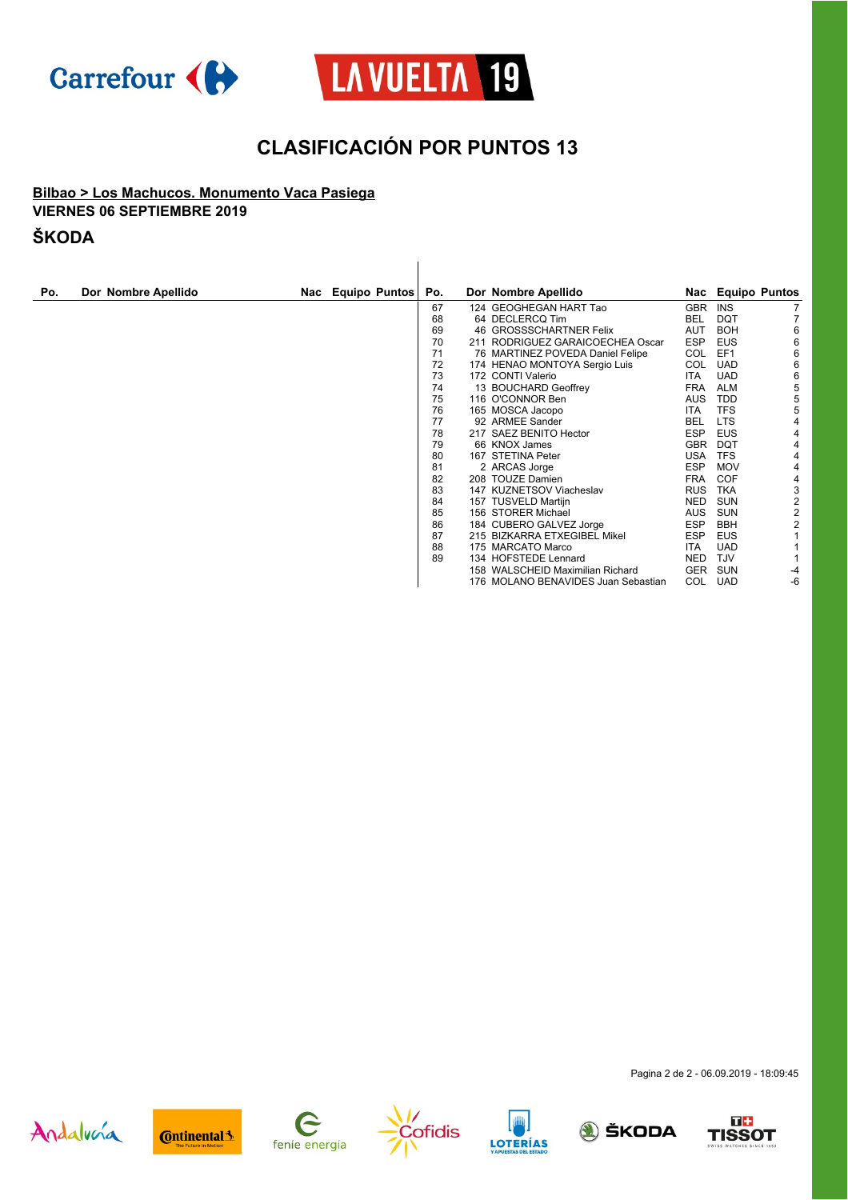# CLASIFICACIÓN POR PUNTOS 13

**Bilbao > Los Machucos. Monumento Vaca Pasiega**

**VIERNES 06 SEPTIEMBRE 2019**

## ŠKODA

| Po. | Dor | Nombre Apellido | Nac | Equipo | Puntos |
|---|---|---|---|---|---|
| 67 | 124 | GEOGHEGAN HART Tao | GBR | INS | 7 |
| 68 | 64 | DECLERCQ Tim | BEL | DQT | 7 |
| 69 | 46 | GROSSSCHARTNER Felix | AUT | BOH | 6 |
| 70 | 211 | RODRIGUEZ GARAICOECHEA Oscar | ESP | EUS | 6 |
| 71 | 76 | MARTINEZ POVEDA Daniel Felipe | COL | EF1 | 6 |
| 72 | 174 | HENAO MONTOYA Sergio Luis | COL | UAD | 6 |
| 73 | 172 | CONTI Valerio | ITA | UAD | 6 |
| 74 | 13 | BOUCHARD Geoffrey | FRA | ALM | 5 |
| 75 | 116 | O'CONNOR Ben | AUS | TDD | 5 |
| 76 | 165 | MOSCA Jacopo | ITA | TFS | 5 |
| 77 | 92 | ARMEE Sander | BEL | LTS | 4 |
| 78 | 217 | SAEZ BENITO Hector | ESP | EUS | 4 |
| 79 | 66 | KNOX James | GBR | DQT | 4 |
| 80 | 167 | STETINA Peter | USA | TFS | 4 |
| 81 | 2 | ARCAS Jorge | ESP | MOV | 4 |
| 82 | 208 | TOUZE Damien | FRA | COF | 4 |
| 83 | 147 | KUZNETSOV Viacheslav | RUS | TKA | 3 |
| 84 | 157 | TUSVELD Martijn | NED | SUN | 2 |
| 85 | 156 | STORER Michael | AUS | SUN | 2 |
| 86 | 184 | CUBERO GALVEZ Jorge | ESP | BBH | 2 |
| 87 | 215 | BIZKARRA ETXEGIBEL Mikel | ESP | EUS | 1 |
| 88 | 175 | MARCATO Marco | ITA | UAD | 1 |
| 89 | 134 | HOFSTEDE Lennard | NED | TJV | 1 |
| | 158 | WALSCHEID Maximilian Richard | GER | SUN | -4 |
| | 176 | MOLANO BENAVIDES Juan Sebastian | COL | UAD | -6 |

Pagina 2 de 2 - 06.09.2019 - 18:09:45